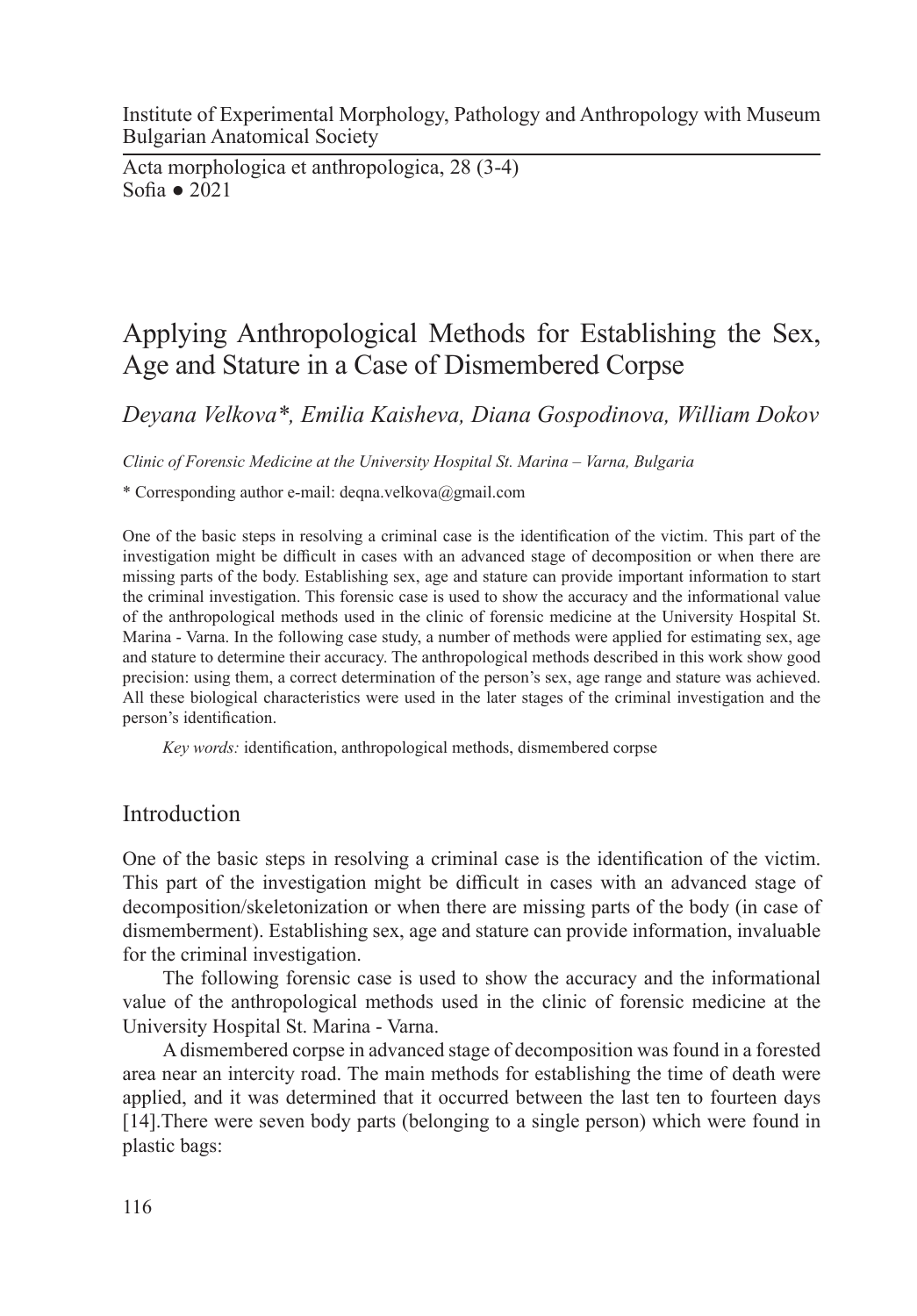Institute of Experimental Morphology, Pathology and Anthropology with Museum
Bulgarian Anatomical Society

Acta morphologica et anthropologica, 28 (3-4)
Sofia ● 2021

# Applying Anthropological Methods for Establishing the Sex, Age and Stature in a Case of Dismembered Corpse

*Deyana Velkova\*, Emilia Kaisheva, Diana Gospodinova, William Dokov*

*Clinic of Forensic Medicine at the University Hospital St. Marina – Varna, Bulgaria*

\* Corresponding author e-mail: deqna.velkova@gmail.com

One of the basic steps in resolving a criminal case is the identification of the victim. This part of the investigation might be difficult in cases with an advanced stage of decomposition or when there are missing parts of the body. Establishing sex, age and stature can provide important information to start the criminal investigation. This forensic case is used to show the accuracy and the informational value of the anthropological methods used in the clinic of forensic medicine at the University Hospital St. Marina - Varna. In the following case study, a number of methods were applied for estimating sex, age and stature to determine their accuracy. The anthropological methods described in this work show good precision: using them, a correct determination of the person's sex, age range and stature was achieved. All these biological characteristics were used in the later stages of the criminal investigation and the person's identification.

*Key words:* identification, anthropological methods, dismembered corpse

## Introduction

One of the basic steps in resolving a criminal case is the identification of the victim. This part of the investigation might be difficult in cases with an advanced stage of decomposition/skeletonization or when there are missing parts of the body (in case of dismemberment). Establishing sex, age and stature can provide information, invaluable for the criminal investigation.

The following forensic case is used to show the accuracy and the informational value of the anthropological methods used in the clinic of forensic medicine at the University Hospital St. Marina - Varna.

A dismembered corpse in advanced stage of decomposition was found in a forested area near an intercity road. The main methods for establishing the time of death were applied, and it was determined that it occurred between the last ten to fourteen days [14].There were seven body parts (belonging to a single person) which were found in plastic bags: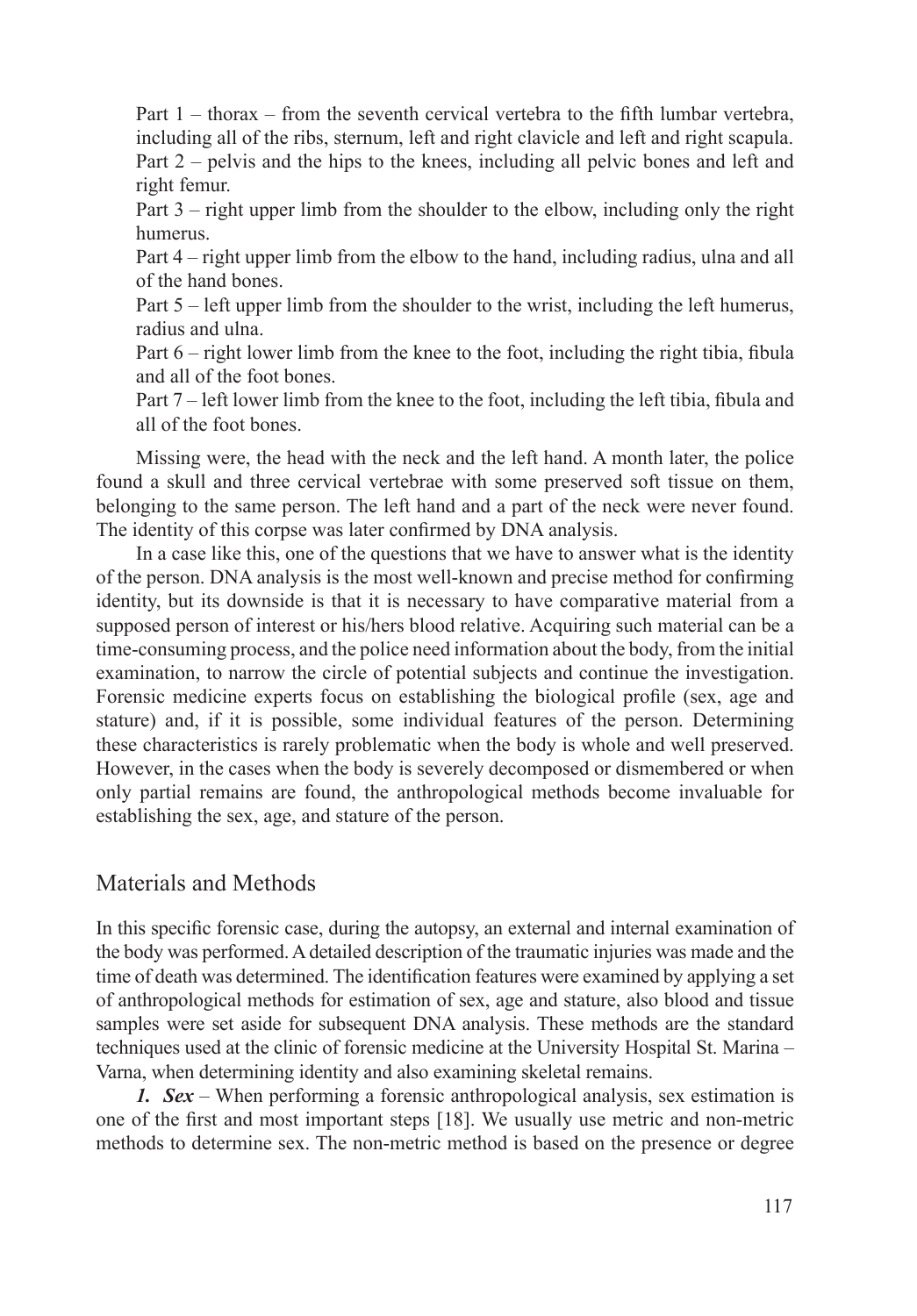Part 1 – thorax – from the seventh cervical vertebra to the fifth lumbar vertebra, including all of the ribs, sternum, left and right clavicle and left and right scapula.
Part 2 – pelvis and the hips to the knees, including all pelvic bones and left and right femur.
Part 3 – right upper limb from the shoulder to the elbow, including only the right humerus.
Part 4 – right upper limb from the elbow to the hand, including radius, ulna and all of the hand bones.
Part 5 – left upper limb from the shoulder to the wrist, including the left humerus, radius and ulna.
Part 6 – right lower limb from the knee to the foot, including the right tibia, fibula and all of the foot bones.
Part 7 – left lower limb from the knee to the foot, including the left tibia, fibula and all of the foot bones.

Missing were, the head with the neck and the left hand. A month later, the police found a skull and three cervical vertebrae with some preserved soft tissue on them, belonging to the same person. The left hand and a part of the neck were never found. The identity of this corpse was later confirmed by DNA analysis.

In a case like this, one of the questions that we have to answer what is the identity of the person. DNA analysis is the most well-known and precise method for confirming identity, but its downside is that it is necessary to have comparative material from a supposed person of interest or his/hers blood relative. Acquiring such material can be a time-consuming process, and the police need information about the body, from the initial examination, to narrow the circle of potential subjects and continue the investigation. Forensic medicine experts focus on establishing the biological profile (sex, age and stature) and, if it is possible, some individual features of the person. Determining these characteristics is rarely problematic when the body is whole and well preserved. However, in the cases when the body is severely decomposed or dismembered or when only partial remains are found, the anthropological methods become invaluable for establishing the sex, age, and stature of the person.

## Materials and Methods

In this specific forensic case, during the autopsy, an external and internal examination of the body was performed. A detailed description of the traumatic injuries was made and the time of death was determined. The identification features were examined by applying a set of anthropological methods for estimation of sex, age and stature, also blood and tissue samples were set aside for subsequent DNA analysis. These methods are the standard techniques used at the clinic of forensic medicine at the University Hospital St. Marina – Varna, when determining identity and also examining skeletal remains.

***1. Sex*** – When performing a forensic anthropological analysis, sex estimation is one of the first and most important steps [18]. We usually use metric and non-metric methods to determine sex. The non-metric method is based on the presence or degree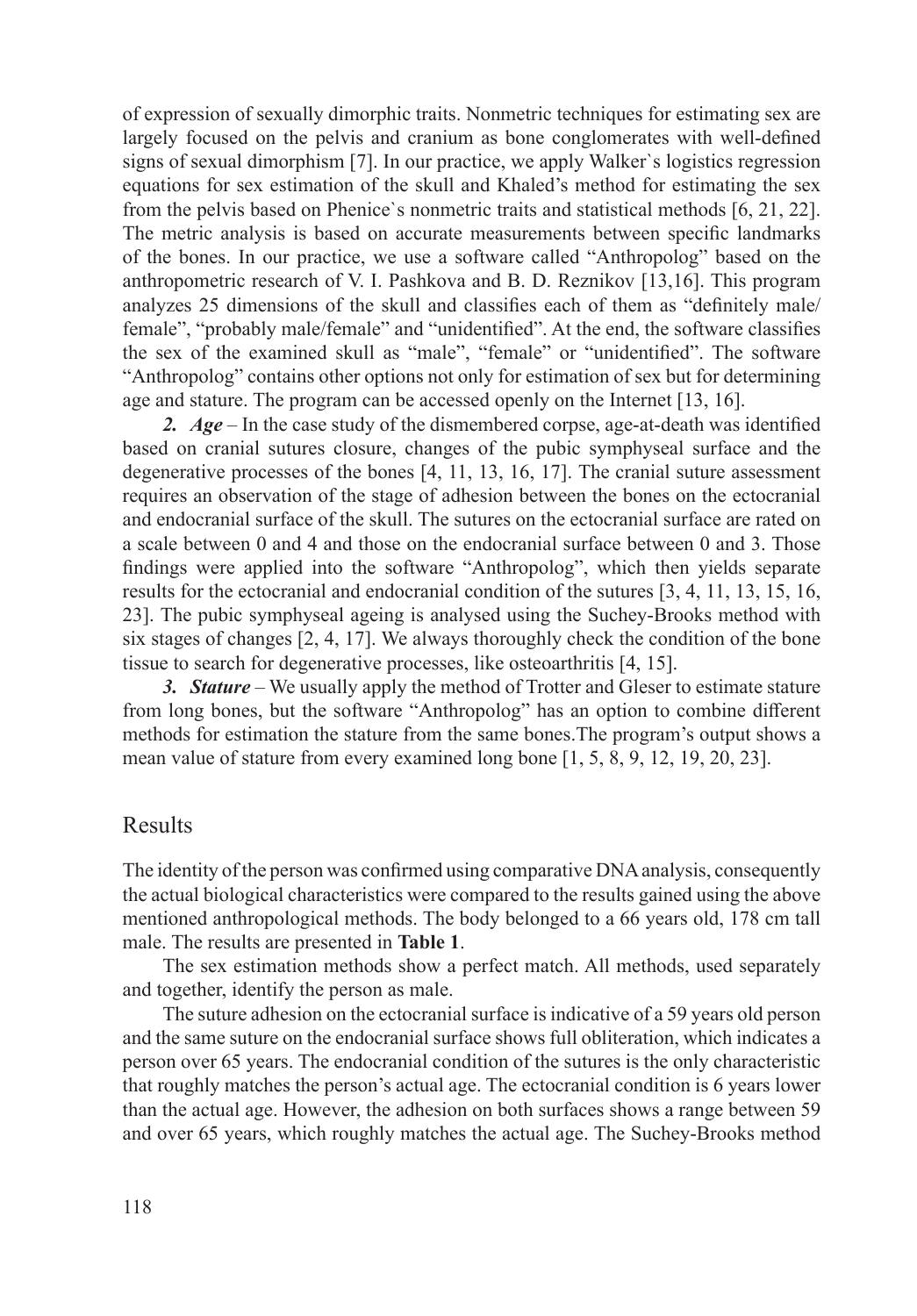of expression of sexually dimorphic traits. Nonmetric techniques for estimating sex are largely focused on the pelvis and cranium as bone conglomerates with well-defined signs of sexual dimorphism [7]. In our practice, we apply Walker`s logistics regression equations for sex estimation of the skull and Khaled's method for estimating the sex from the pelvis based on Phenice`s nonmetric traits and statistical methods [6, 21, 22]. The metric analysis is based on accurate measurements between specific landmarks of the bones. In our practice, we use a software called "Anthropolog" based on the anthropometric research of V. I. Pashkova and B. D. Reznikov [13,16]. This program analyzes 25 dimensions of the skull and classifies each of them as "definitely male/ female", "probably male/female" and "unidentified". At the end, the software classifies the sex of the examined skull as "male", "female" or "unidentified". The software "Anthropolog" contains other options not only for estimation of sex but for determining age and stature. The program can be accessed openly on the Internet [13, 16].

***2. Age*** – In the case study of the dismembered corpse, age-at-death was identified based on cranial sutures closure, changes of the pubic symphyseal surface and the degenerative processes of the bones [4, 11, 13, 16, 17]. The cranial suture assessment requires an observation of the stage of adhesion between the bones on the ectocranial and endocranial surface of the skull. The sutures on the ectocranial surface are rated on a scale between 0 and 4 and those on the endocranial surface between 0 and 3. Those findings were applied into the software "Anthropolog", which then yields separate results for the ectocranial and endocranial condition of the sutures [3, 4, 11, 13, 15, 16, 23]. The pubic symphyseal ageing is analysed using the Suchey-Brooks method with six stages of changes [2, 4, 17]. We always thoroughly check the condition of the bone tissue to search for degenerative processes, like osteoarthritis [4, 15].

***3. Stature*** – We usually apply the method of Trotter and Gleser to estimate stature from long bones, but the software "Anthropolog" has an option to combine different methods for estimation the stature from the same bones.The program's output shows a mean value of stature from every examined long bone [1, 5, 8, 9, 12, 19, 20, 23].

## Results

The identity of the person was confirmed using comparative DNA analysis, consequently the actual biological characteristics were compared to the results gained using the above mentioned anthropological methods. The body belonged to a 66 years old, 178 cm tall male. The results are presented in **Table 1**.

The sex estimation methods show a perfect match. All methods, used separately and together, identify the person as male.

The suture adhesion on the ectocranial surface is indicative of a 59 years old person and the same suture on the endocranial surface shows full obliteration, which indicates a person over 65 years. The endocranial condition of the sutures is the only characteristic that roughly matches the person's actual age. The ectocranial condition is 6 years lower than the actual age. However, the adhesion on both surfaces shows a range between 59 and over 65 years, which roughly matches the actual age. The Suchey-Brooks method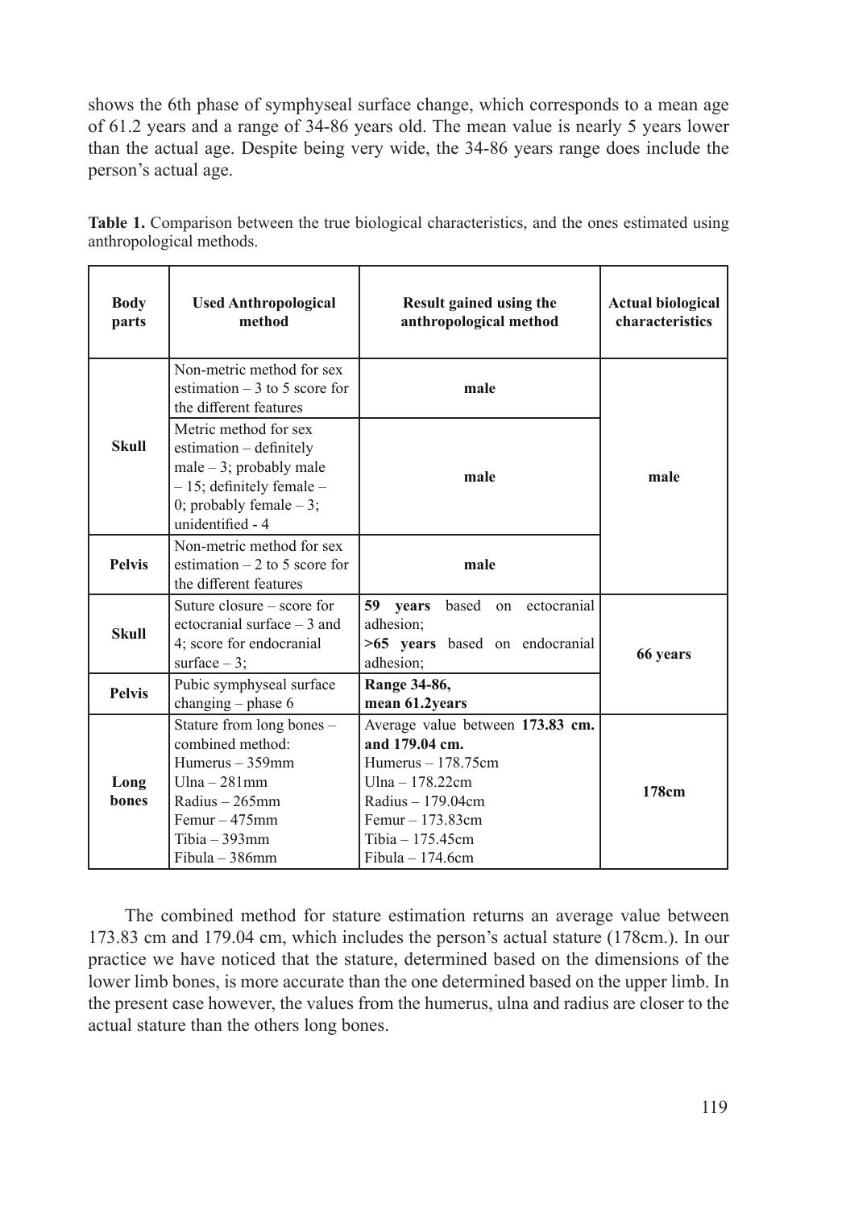shows the 6th phase of symphyseal surface change, which corresponds to a mean age of 61.2 years and a range of 34-86 years old. The mean value is nearly 5 years lower than the actual age. Despite being very wide, the 34-86 years range does include the person's actual age.

**Table 1.** Comparison between the true biological characteristics, and the ones estimated using anthropological methods.

| Body parts | Used Anthropological method | Result gained using the anthropological method | Actual biological characteristics |
|---|---|---|---|
| **Skull** | Non-metric method for sex estimation – 3 to 5 score for the different features | **male** | **male** |
| | Metric method for sex estimation – definitely male – 3; probably male – 15; definitely female – 0; probably female – 3; unidentified - 4 | **male** | |
| **Pelvis** | Non-metric method for sex estimation – 2 to 5 score for the different features | **male** | |
| **Skull** | Suture closure – score for ectocranial surface – 3 and 4; score for endocranial surface – 3; | **59 years** based on ectocranial adhesion; **>65 years** based on endocranial adhesion; | **66 years** |
| **Pelvis** | Pubic symphyseal surface changing – phase 6 | **Range 34-86, mean 61.2years** | |
| **Long bones** | Stature from long bones – combined method: Humerus – 359mm Ulna – 281mm Radius – 265mm Femur – 475mm Tibia – 393mm Fibula – 386mm | Average value between **173.83 cm. and 179.04 cm.** Humerus – 178.75cm Ulna – 178.22cm Radius – 179.04cm Femur – 173.83cm Tibia – 175.45cm Fibula – 174.6cm | **178cm** |

The combined method for stature estimation returns an average value between 173.83 cm and 179.04 cm, which includes the person's actual stature (178cm.). In our practice we have noticed that the stature, determined based on the dimensions of the lower limb bones, is more accurate than the one determined based on the upper limb. In the present case however, the values from the humerus, ulna and radius are closer to the actual stature than the others long bones.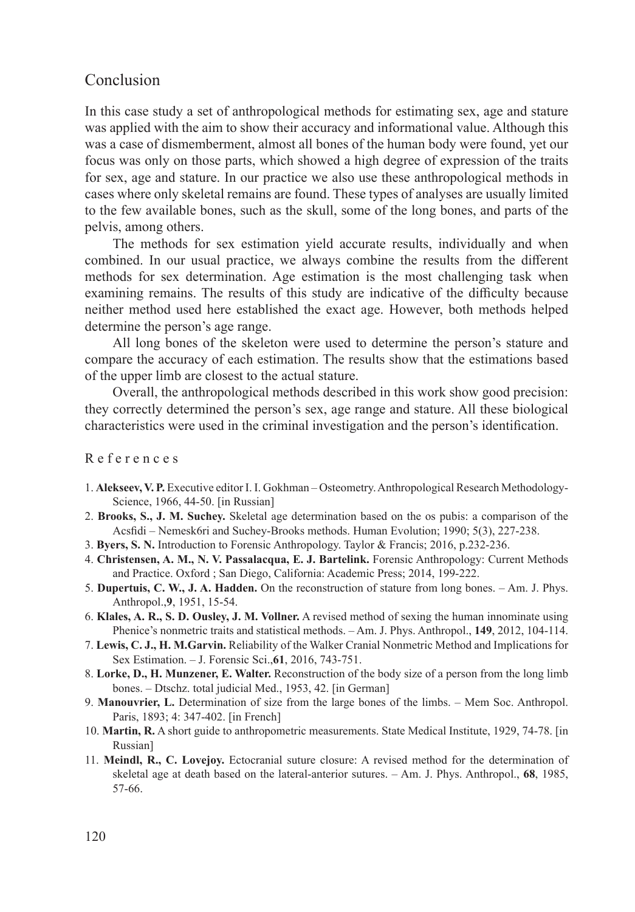## Conclusion

In this case study a set of anthropological methods for estimating sex, age and stature was applied with the aim to show their accuracy and informational value. Although this was a case of dismemberment, almost all bones of the human body were found, yet our focus was only on those parts, which showed a high degree of expression of the traits for sex, age and stature. In our practice we also use these anthropological methods in cases where only skeletal remains are found. These types of analyses are usually limited to the few available bones, such as the skull, some of the long bones, and parts of the pelvis, among others.

The methods for sex estimation yield accurate results, individually and when combined. In our usual practice, we always combine the results from the different methods for sex determination. Age estimation is the most challenging task when examining remains. The results of this study are indicative of the difficulty because neither method used here established the exact age. However, both methods helped determine the person's age range.

All long bones of the skeleton were used to determine the person's stature and compare the accuracy of each estimation. The results show that the estimations based of the upper limb are closest to the actual stature.

Overall, the anthropological methods described in this work show good precision: they correctly determined the person's sex, age range and stature. All these biological characteristics were used in the criminal investigation and the person's identification.

## References

1. **Alekseev, V. P.** Executive editor I. I. Gokhman – Osteometry. Anthropological Research Methodology-Science, 1966, 44-50. [in Russian]
2. **Brooks, S., J. M. Suchey.** Skeletal age determination based on the os pubis: a comparison of the Acsfidi – Nemesk6ri and Suchey-Brooks methods. Human Evolution; 1990; 5(3), 227-238.
3. **Byers, S. N.** Introduction to Forensic Anthropology. Taylor & Francis; 2016, p.232-236.
4. **Christensen, A. M., N. V. Passalacqua, E. J. Bartelink.** Forensic Anthropology: Current Methods and Practice. Oxford ; San Diego, California: Academic Press; 2014, 199-222.
5. **Dupertuis, C. W., J. A. Hadden.** On the reconstruction of stature from long bones. – Am. J. Phys. Anthropol.,**9**, 1951, 15-54.
6. **Klales, A. R., S. D. Ousley, J. M. Vollner.** A revised method of sexing the human innominate using Phenice's nonmetric traits and statistical methods. – Am. J. Phys. Anthropol., **149**, 2012, 104-114.
7. **Lewis, C. J., H. M.Garvin.** Reliability of the Walker Cranial Nonmetric Method and Implications for Sex Estimation. – J. Forensic Sci.,**61**, 2016, 743-751.
8. **Lorke, D., H. Munzener, E. Walter.** Reconstruction of the body size of a person from the long limb bones. – Dtschz. total judicial Med., 1953, 42. [in German]
9. **Manouvrier, L.** Determination of size from the large bones of the limbs. – Mem Soc. Anthropol. Paris, 1893; 4: 347-402. [in French]
10. **Martin, R.** A short guide to anthropometric measurements. State Medical Institute, 1929, 74-78. [in Russian]
11. **Meindl, R., C. Lovejoy.** Ectocranial suture closure: A revised method for the determination of skeletal age at death based on the lateral-anterior sutures. – Am. J. Phys. Anthropol., **68**, 1985, 57-66.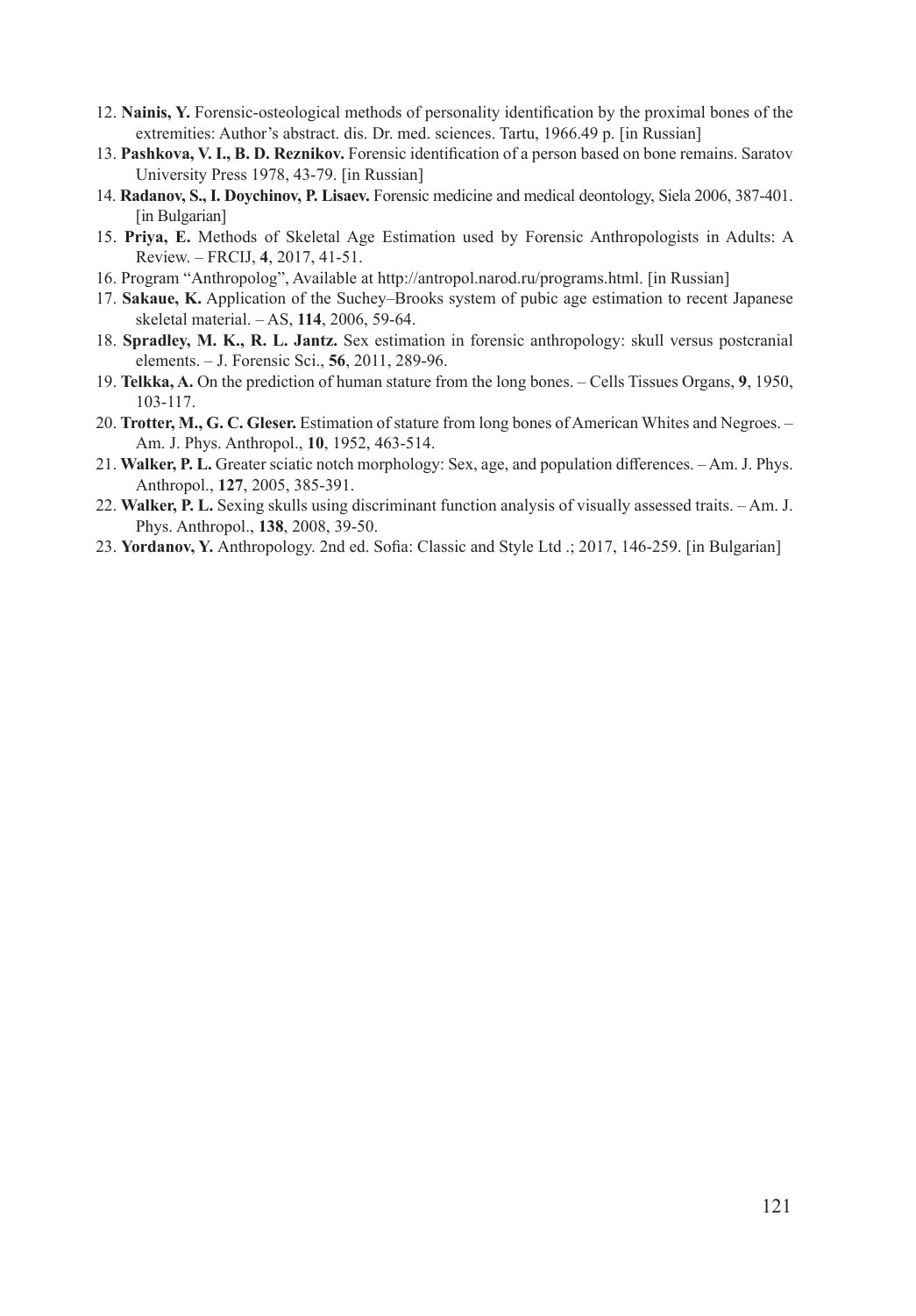12. **Nainis, Y.** Forensic-osteological methods of personality identification by the proximal bones of the extremities: Author's abstract. dis. Dr. med. sciences. Tartu, 1966.49 p. [in Russian]
13. **Pashkova, V. I., B. D. Reznikov.** Forensic identification of a person based on bone remains. Saratov University Press 1978, 43-79. [in Russian]
14. **Radanov, S., I. Doychinov, P. Lisaev.** Forensic medicine and medical deontology, Siela 2006, 387-401. [in Bulgarian]
15. **Priya, E.** Methods of Skeletal Age Estimation used by Forensic Anthropologists in Adults: A Review. – FRCIJ, **4**, 2017, 41-51.
16. Program "Anthropolog", Available at http://antropol.narod.ru/programs.html. [in Russian]
17. **Sakaue, K.** Application of the Suchey–Brooks system of pubic age estimation to recent Japanese skeletal material. – AS, **114**, 2006, 59-64.
18. **Spradley, M. K., R. L. Jantz.** Sex estimation in forensic anthropology: skull versus postcranial elements. – J. Forensic Sci., **56**, 2011, 289-96.
19. **Telkka, A.** On the prediction of human stature from the long bones. – Cells Tissues Organs, **9**, 1950, 103-117.
20. **Trotter, M., G. C. Gleser.** Estimation of stature from long bones of American Whites and Negroes. – Am. J. Phys. Anthropol., **10**, 1952, 463-514.
21. **Walker, P. L.** Greater sciatic notch morphology: Sex, age, and population differences. – Am. J. Phys. Anthropol., **127**, 2005, 385-391.
22. **Walker, P. L.** Sexing skulls using discriminant function analysis of visually assessed traits. – Am. J. Phys. Anthropol., **138**, 2008, 39-50.
23. **Yordanov, Y.** Anthropology. 2nd ed. Sofia: Classic and Style Ltd .; 2017, 146-259. [in Bulgarian]